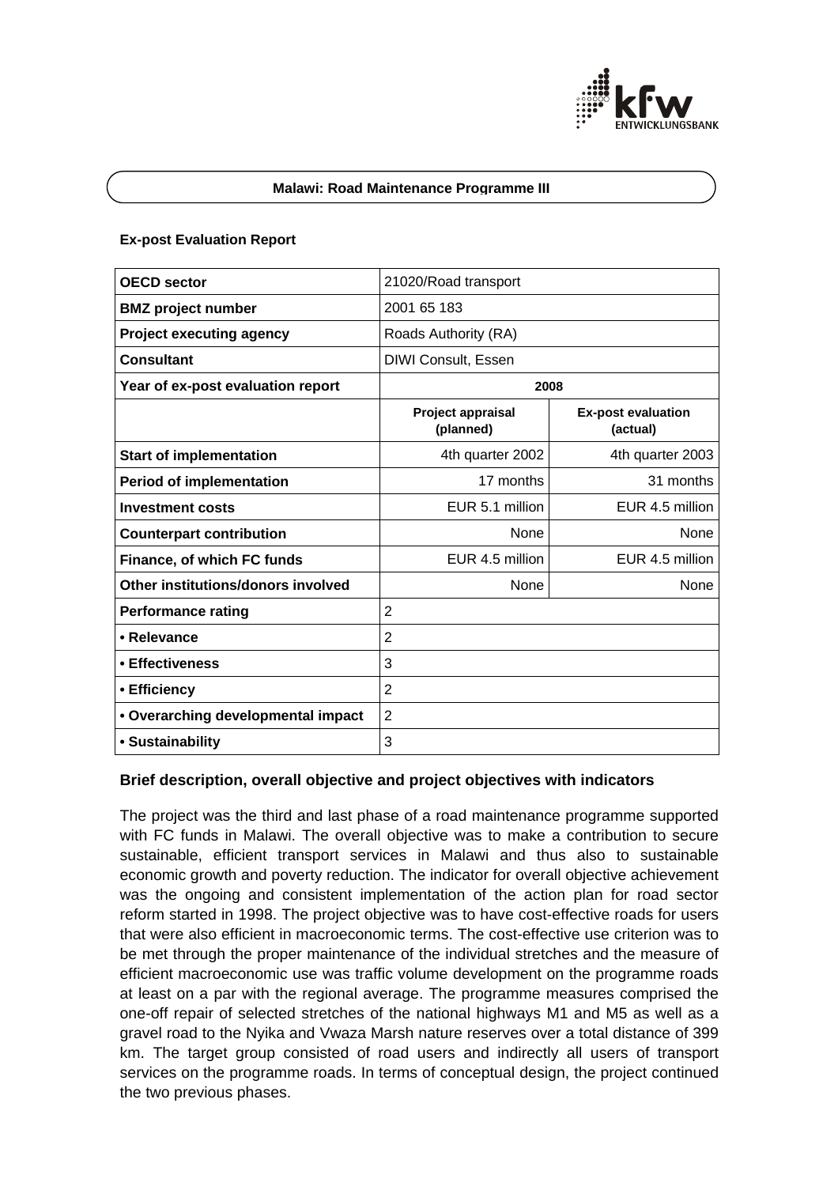# Malawi: Road Maintenance Programme III

**Ex-post Evaluation Report**

| | | |
|---|---|---|
| **OECD sector** | 21020/Road transport | |
| **BMZ project number** | 2001 65 183 | |
| **Project executing agency** | Roads Authority (RA) | |
| **Consultant** | DIWI Consult, Essen | |
| **Year of ex-post evaluation report** | **2008** | |
| | **Project appraisal (planned)** | **Ex-post evaluation (actual)** |
| **Start of implementation** | 4th quarter 2002 | 4th quarter 2003 |
| **Period of implementation** | 17 months | 31 months |
| **Investment costs** | EUR 5.1 million | EUR 4.5 million |
| **Counterpart contribution** | None | None |
| **Finance, of which FC funds** | EUR 4.5 million | EUR 4.5 million |
| **Other institutions/donors involved** | None | None |
| **Performance rating** | 2 | |
| **• Relevance** | 2 | |
| **• Effectiveness** | 3 | |
| **• Efficiency** | 2 | |
| **• Overarching developmental impact** | 2 | |
| **• Sustainability** | 3 | |

## Brief description, overall objective and project objectives with indicators

The project was the third and last phase of a road maintenance programme supported with FC funds in Malawi. The overall objective was to make a contribution to secure sustainable, efficient transport services in Malawi and thus also to sustainable economic growth and poverty reduction. The indicator for overall objective achievement was the ongoing and consistent implementation of the action plan for road sector reform started in 1998. The project objective was to have cost-effective roads for users that were also efficient in macroeconomic terms. The cost-effective use criterion was to be met through the proper maintenance of the individual stretches and the measure of efficient macroeconomic use was traffic volume development on the programme roads at least on a par with the regional average. The programme measures comprised the one-off repair of selected stretches of the national highways M1 and M5 as well as a gravel road to the Nyika and Vwaza Marsh nature reserves over a total distance of 399 km. The target group consisted of road users and indirectly all users of transport services on the programme roads. In terms of conceptual design, the project continued the two previous phases.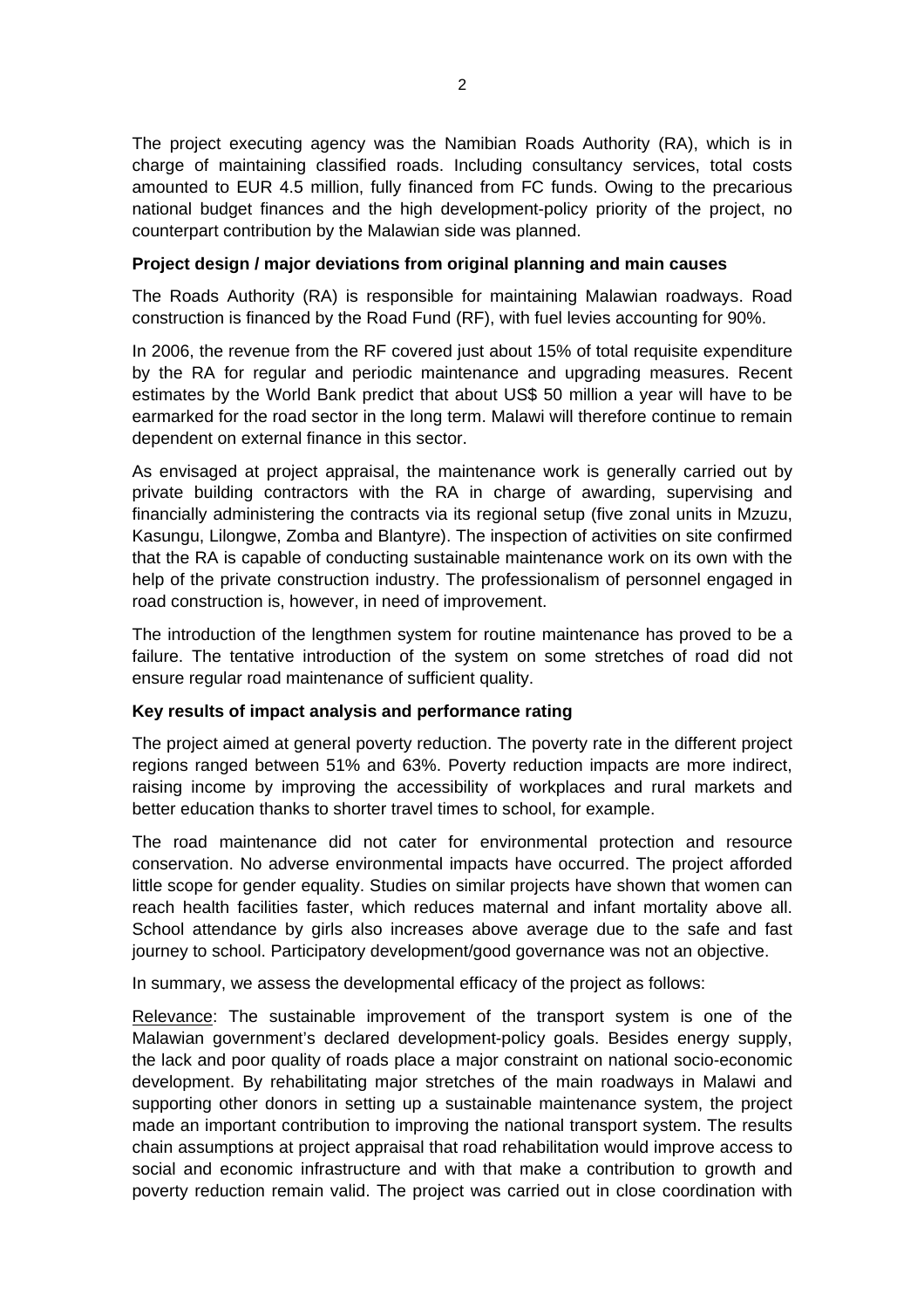The project executing agency was the Namibian Roads Authority (RA), which is in charge of maintaining classified roads. Including consultancy services, total costs amounted to EUR 4.5 million, fully financed from FC funds. Owing to the precarious national budget finances and the high development-policy priority of the project, no counterpart contribution by the Malawian side was planned.

**Project design / major deviations from original planning and main causes**

The Roads Authority (RA) is responsible for maintaining Malawian roadways. Road construction is financed by the Road Fund (RF), with fuel levies accounting for 90%.

In 2006, the revenue from the RF covered just about 15% of total requisite expenditure by the RA for regular and periodic maintenance and upgrading measures. Recent estimates by the World Bank predict that about US$ 50 million a year will have to be earmarked for the road sector in the long term. Malawi will therefore continue to remain dependent on external finance in this sector.

As envisaged at project appraisal, the maintenance work is generally carried out by private building contractors with the RA in charge of awarding, supervising and financially administering the contracts via its regional setup (five zonal units in Mzuzu, Kasungu, Lilongwe, Zomba and Blantyre). The inspection of activities on site confirmed that the RA is capable of conducting sustainable maintenance work on its own with the help of the private construction industry. The professionalism of personnel engaged in road construction is, however, in need of improvement.

The introduction of the lengthmen system for routine maintenance has proved to be a failure. The tentative introduction of the system on some stretches of road did not ensure regular road maintenance of sufficient quality.

**Key results of impact analysis and performance rating**

The project aimed at general poverty reduction. The poverty rate in the different project regions ranged between 51% and 63%. Poverty reduction impacts are more indirect, raising income by improving the accessibility of workplaces and rural markets and better education thanks to shorter travel times to school, for example.

The road maintenance did not cater for environmental protection and resource conservation. No adverse environmental impacts have occurred. The project afforded little scope for gender equality. Studies on similar projects have shown that women can reach health facilities faster, which reduces maternal and infant mortality above all. School attendance by girls also increases above average due to the safe and fast journey to school. Participatory development/good governance was not an objective.

In summary, we assess the developmental efficacy of the project as follows:

Relevance: The sustainable improvement of the transport system is one of the Malawian government's declared development-policy goals. Besides energy supply, the lack and poor quality of roads place a major constraint on national socio-economic development. By rehabilitating major stretches of the main roadways in Malawi and supporting other donors in setting up a sustainable maintenance system, the project made an important contribution to improving the national transport system. The results chain assumptions at project appraisal that road rehabilitation would improve access to social and economic infrastructure and with that make a contribution to growth and poverty reduction remain valid. The project was carried out in close coordination with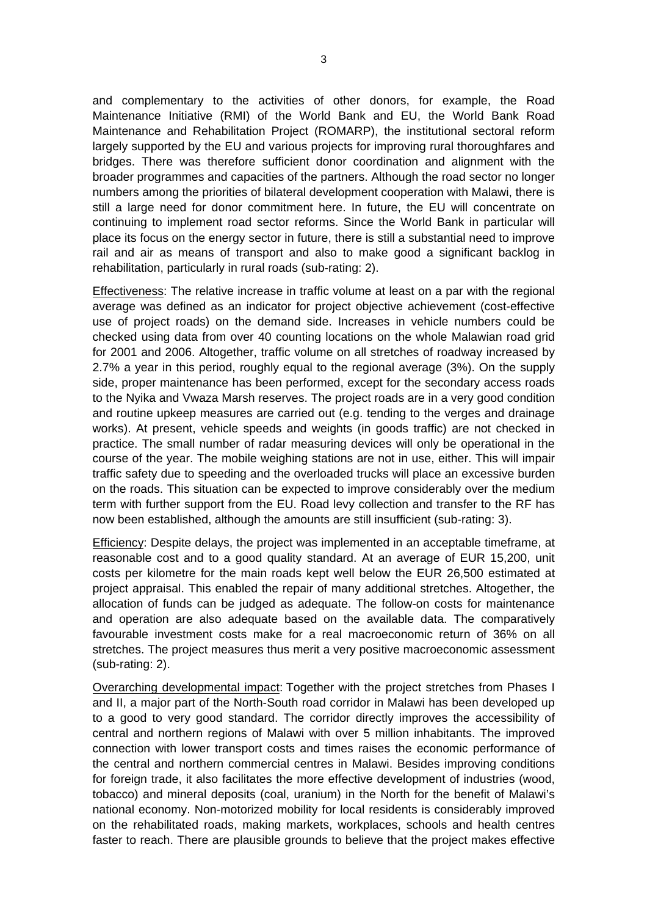and complementary to the activities of other donors, for example, the Road Maintenance Initiative (RMI) of the World Bank and EU, the World Bank Road Maintenance and Rehabilitation Project (ROMARP), the institutional sectoral reform largely supported by the EU and various projects for improving rural thoroughfares and bridges. There was therefore sufficient donor coordination and alignment with the broader programmes and capacities of the partners. Although the road sector no longer numbers among the priorities of bilateral development cooperation with Malawi, there is still a large need for donor commitment here. In future, the EU will concentrate on continuing to implement road sector reforms. Since the World Bank in particular will place its focus on the energy sector in future, there is still a substantial need to improve rail and air as means of transport and also to make good a significant backlog in rehabilitation, particularly in rural roads (sub-rating: 2).

Effectiveness: The relative increase in traffic volume at least on a par with the regional average was defined as an indicator for project objective achievement (cost-effective use of project roads) on the demand side. Increases in vehicle numbers could be checked using data from over 40 counting locations on the whole Malawian road grid for 2001 and 2006. Altogether, traffic volume on all stretches of roadway increased by 2.7% a year in this period, roughly equal to the regional average (3%). On the supply side, proper maintenance has been performed, except for the secondary access roads to the Nyika and Vwaza Marsh reserves. The project roads are in a very good condition and routine upkeep measures are carried out (e.g. tending to the verges and drainage works). At present, vehicle speeds and weights (in goods traffic) are not checked in practice. The small number of radar measuring devices will only be operational in the course of the year. The mobile weighing stations are not in use, either. This will impair traffic safety due to speeding and the overloaded trucks will place an excessive burden on the roads. This situation can be expected to improve considerably over the medium term with further support from the EU. Road levy collection and transfer to the RF has now been established, although the amounts are still insufficient (sub-rating: 3).

Efficiency: Despite delays, the project was implemented in an acceptable timeframe, at reasonable cost and to a good quality standard. At an average of EUR 15,200, unit costs per kilometre for the main roads kept well below the EUR 26,500 estimated at project appraisal. This enabled the repair of many additional stretches. Altogether, the allocation of funds can be judged as adequate. The follow-on costs for maintenance and operation are also adequate based on the available data. The comparatively favourable investment costs make for a real macroeconomic return of 36% on all stretches. The project measures thus merit a very positive macroeconomic assessment (sub-rating: 2).

Overarching developmental impact: Together with the project stretches from Phases I and II, a major part of the North-South road corridor in Malawi has been developed up to a good to very good standard. The corridor directly improves the accessibility of central and northern regions of Malawi with over 5 million inhabitants. The improved connection with lower transport costs and times raises the economic performance of the central and northern commercial centres in Malawi. Besides improving conditions for foreign trade, it also facilitates the more effective development of industries (wood, tobacco) and mineral deposits (coal, uranium) in the North for the benefit of Malawi's national economy. Non-motorized mobility for local residents is considerably improved on the rehabilitated roads, making markets, workplaces, schools and health centres faster to reach. There are plausible grounds to believe that the project makes effective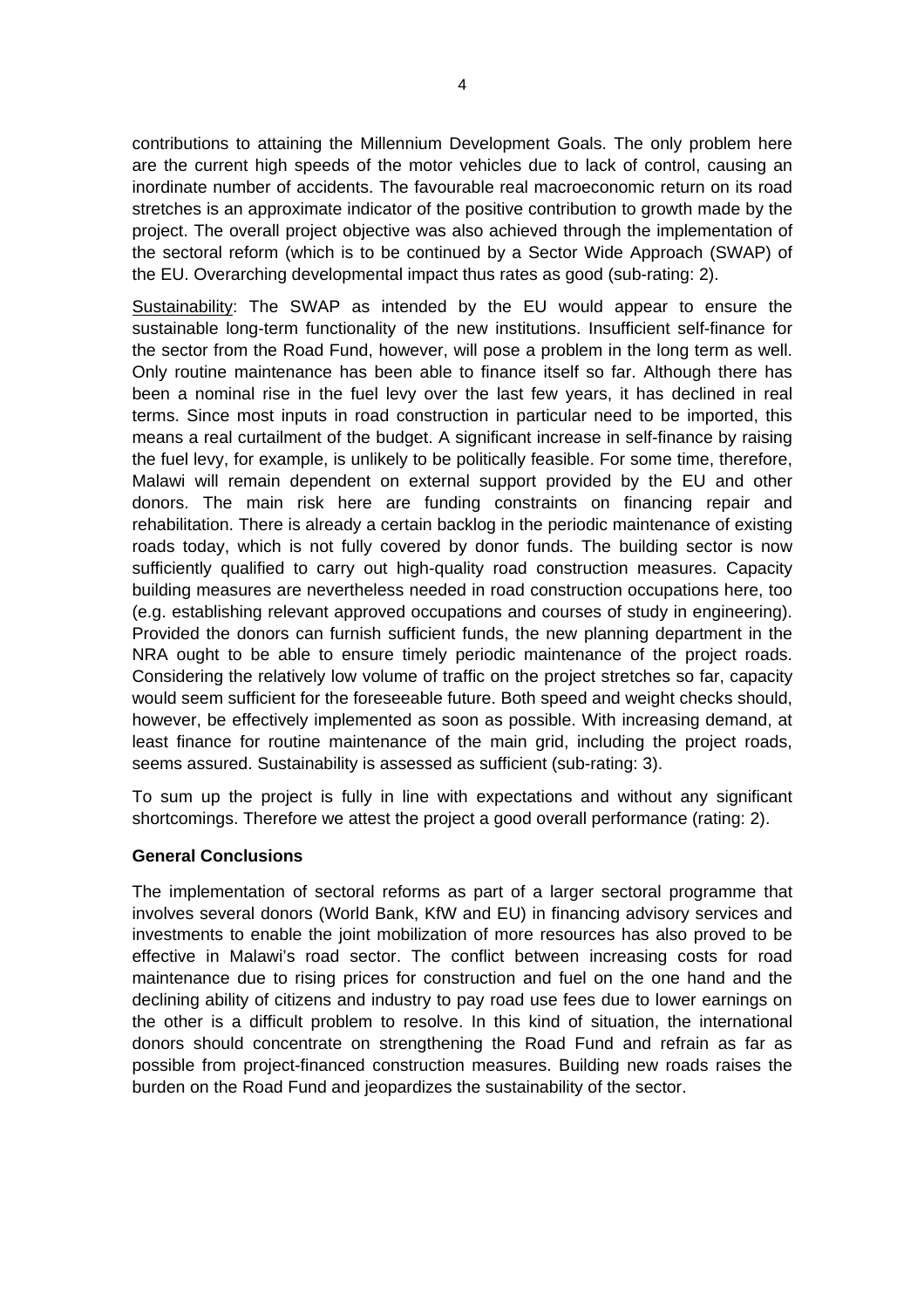contributions to attaining the Millennium Development Goals. The only problem here are the current high speeds of the motor vehicles due to lack of control, causing an inordinate number of accidents. The favourable real macroeconomic return on its road stretches is an approximate indicator of the positive contribution to growth made by the project. The overall project objective was also achieved through the implementation of the sectoral reform (which is to be continued by a Sector Wide Approach (SWAP) of the EU. Overarching developmental impact thus rates as good (sub-rating: 2).

Sustainability: The SWAP as intended by the EU would appear to ensure the sustainable long-term functionality of the new institutions. Insufficient self-finance for the sector from the Road Fund, however, will pose a problem in the long term as well. Only routine maintenance has been able to finance itself so far. Although there has been a nominal rise in the fuel levy over the last few years, it has declined in real terms. Since most inputs in road construction in particular need to be imported, this means a real curtailment of the budget. A significant increase in self-finance by raising the fuel levy, for example, is unlikely to be politically feasible. For some time, therefore, Malawi will remain dependent on external support provided by the EU and other donors. The main risk here are funding constraints on financing repair and rehabilitation. There is already a certain backlog in the periodic maintenance of existing roads today, which is not fully covered by donor funds. The building sector is now sufficiently qualified to carry out high-quality road construction measures. Capacity building measures are nevertheless needed in road construction occupations here, too (e.g. establishing relevant approved occupations and courses of study in engineering). Provided the donors can furnish sufficient funds, the new planning department in the NRA ought to be able to ensure timely periodic maintenance of the project roads. Considering the relatively low volume of traffic on the project stretches so far, capacity would seem sufficient for the foreseeable future. Both speed and weight checks should, however, be effectively implemented as soon as possible. With increasing demand, at least finance for routine maintenance of the main grid, including the project roads, seems assured. Sustainability is assessed as sufficient (sub-rating: 3).

To sum up the project is fully in line with expectations and without any significant shortcomings. Therefore we attest the project a good overall performance (rating: 2).

**General Conclusions**

The implementation of sectoral reforms as part of a larger sectoral programme that involves several donors (World Bank, KfW and EU) in financing advisory services and investments to enable the joint mobilization of more resources has also proved to be effective in Malawi's road sector. The conflict between increasing costs for road maintenance due to rising prices for construction and fuel on the one hand and the declining ability of citizens and industry to pay road use fees due to lower earnings on the other is a difficult problem to resolve. In this kind of situation, the international donors should concentrate on strengthening the Road Fund and refrain as far as possible from project-financed construction measures. Building new roads raises the burden on the Road Fund and jeopardizes the sustainability of the sector.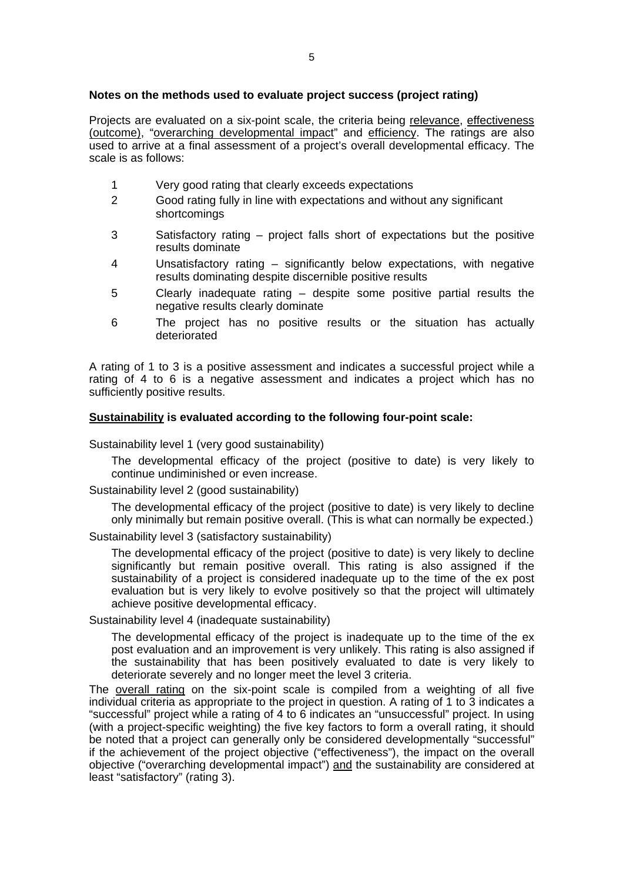### Notes on the methods used to evaluate project success (project rating)

Projects are evaluated on a six-point scale, the criteria being <u>relevance</u>, <u>effectiveness (outcome)</u>, "<u>overarching developmental impact</u>" and <u>efficiency</u>. The ratings are also used to arrive at a final assessment of a project's overall developmental efficacy. The scale is as follows:

1. Very good rating that clearly exceeds expectations
2. Good rating fully in line with expectations and without any significant shortcomings
3. Satisfactory rating – project falls short of expectations but the positive results dominate
4. Unsatisfactory rating – significantly below expectations, with negative results dominating despite discernible positive results
5. Clearly inadequate rating – despite some positive partial results the negative results clearly dominate
6. The project has no positive results or the situation has actually deteriorated

A rating of 1 to 3 is a positive assessment and indicates a successful project while a rating of 4 to 6 is a negative assessment and indicates a project which has no sufficiently positive results.

**<u>Sustainability</u> is evaluated according to the following four-point scale:**

Sustainability level 1 (very good sustainability)

The developmental efficacy of the project (positive to date) is very likely to continue undiminished or even increase.

Sustainability level 2 (good sustainability)

The developmental efficacy of the project (positive to date) is very likely to decline only minimally but remain positive overall. (This is what can normally be expected.)

Sustainability level 3 (satisfactory sustainability)

The developmental efficacy of the project (positive to date) is very likely to decline significantly but remain positive overall. This rating is also assigned if the sustainability of a project is considered inadequate up to the time of the ex post evaluation but is very likely to evolve positively so that the project will ultimately achieve positive developmental efficacy.

Sustainability level 4 (inadequate sustainability)

The developmental efficacy of the project is inadequate up to the time of the ex post evaluation and an improvement is very unlikely. This rating is also assigned if the sustainability that has been positively evaluated to date is very likely to deteriorate severely and no longer meet the level 3 criteria.

The <u>overall rating</u> on the six-point scale is compiled from a weighting of all five individual criteria as appropriate to the project in question. A rating of 1 to 3 indicates a "successful" project while a rating of 4 to 6 indicates an "unsuccessful" project. In using (with a project-specific weighting) the five key factors to form a overall rating, it should be noted that a project can generally only be considered developmentally "successful" if the achievement of the project objective ("effectiveness"), the impact on the overall objective ("overarching developmental impact") <u>and</u> the sustainability are considered at least "satisfactory" (rating 3).